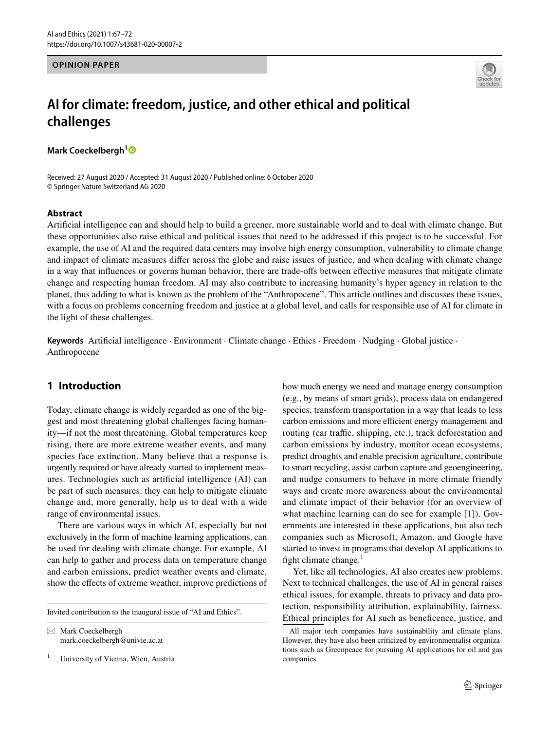OPINION PAPER

# AI for climate: freedom, justice, and other ethical and political challenges

**Mark Coeckelbergh**[1]

Received: 27 August 2020 / Accepted: 31 August 2020 / Published online: 6 October 2020
© Springer Nature Switzerland AG 2020

## Abstract

Artificial intelligence can and should help to build a greener, more sustainable world and to deal with climate change. But these opportunities also raise ethical and political issues that need to be addressed if this project is to be successful. For example, the use of AI and the required data centers may involve high energy consumption, vulnerability to climate change and impact of climate measures differ across the globe and raise issues of justice, and when dealing with climate change in a way that influences or governs human behavior, there are trade-offs between effective measures that mitigate climate change and respecting human freedom. AI may also contribute to increasing humanity's hyper agency in relation to the planet, thus adding to what is known as the problem of the "Anthropocene". This article outlines and discusses these issues, with a focus on problems concerning freedom and justice at a global level, and calls for responsible use of AI for climate in the light of these challenges.

**Keywords** Artificial intelligence · Environment · Climate change · Ethics · Freedom · Nudging · Global justice · Anthropocene

## 1 Introduction

Today, climate change is widely regarded as one of the biggest and most threatening global challenges facing humanity—if not the most threatening. Global temperatures keep rising, there are more extreme weather events, and many species face extinction. Many believe that a response is urgently required or have already started to implement measures. Technologies such as artificial intelligence (AI) can be part of such measures: they can help to mitigate climate change and, more generally, help us to deal with a wide range of environmental issues.

There are various ways in which AI, especially but not exclusively in the form of machine learning applications, can be used for dealing with climate change. For example, AI can help to gather and process data on temperature change and carbon emissions, predict weather events and climate, show the effects of extreme weather, improve predictions of how much energy we need and manage energy consumption (e.g., by means of smart grids), process data on endangered species, transform transportation in a way that leads to less carbon emissions and more efficient energy management and routing (car traffic, shipping, etc.), track deforestation and carbon emissions by industry, monitor ocean ecosystems, predict droughts and enable precision agriculture, contribute to smart recycling, assist carbon capture and geoengineering, and nudge consumers to behave in more climate friendly ways and create more awareness about the environmental and climate impact of their behavior (for an overview of what machine learning can do see for example [1]). Governments are interested in these applications, but also tech companies such as Microsoft, Amazon, and Google have started to invest in programs that develop AI applications to fight climate change.[1]

Yet, like all technologies, AI also creates new problems. Next to technical challenges, the use of AI in general raises ethical issues, for example, threats to privacy and data protection, responsibility attribution, explainability, fairness. Ethical principles for AI such as beneficence, justice, and

---

Invited contribution to the inaugural issue of "AI and Ethics".

✉ Mark Coeckelbergh
mark.coeckelbergh@univie.ac.at

[1] University of Vienna, Wien, Austria

[1] All major tech companies have sustainability and climate plans. However, they have also been criticized by environmentalist organizations such as Greenpeace for pursuing AI applications for oil and gas companies.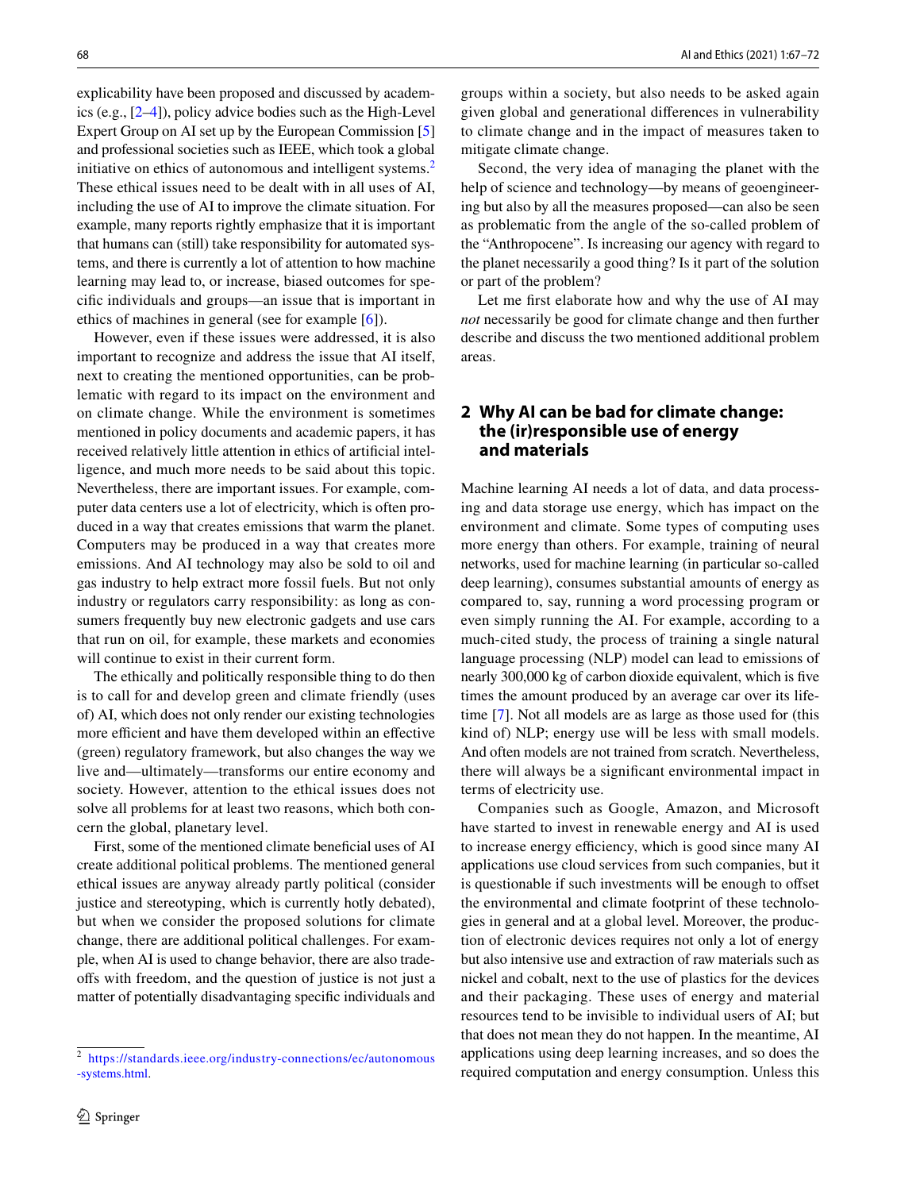explicability have been proposed and discussed by academics (e.g., [2–4]), policy advice bodies such as the High-Level Expert Group on AI set up by the European Commission [5] and professional societies such as IEEE, which took a global initiative on ethics of autonomous and intelligent systems.[2] These ethical issues need to be dealt with in all uses of AI, including the use of AI to improve the climate situation. For example, many reports rightly emphasize that it is important that humans can (still) take responsibility for automated systems, and there is currently a lot of attention to how machine learning may lead to, or increase, biased outcomes for specific individuals and groups—an issue that is important in ethics of machines in general (see for example [6]).

However, even if these issues were addressed, it is also important to recognize and address the issue that AI itself, next to creating the mentioned opportunities, can be problematic with regard to its impact on the environment and on climate change. While the environment is sometimes mentioned in policy documents and academic papers, it has received relatively little attention in ethics of artificial intelligence, and much more needs to be said about this topic. Nevertheless, there are important issues. For example, computer data centers use a lot of electricity, which is often produced in a way that creates emissions that warm the planet. Computers may be produced in a way that creates more emissions. And AI technology may also be sold to oil and gas industry to help extract more fossil fuels. But not only industry or regulators carry responsibility: as long as consumers frequently buy new electronic gadgets and use cars that run on oil, for example, these markets and economies will continue to exist in their current form.

The ethically and politically responsible thing to do then is to call for and develop green and climate friendly (uses of) AI, which does not only render our existing technologies more efficient and have them developed within an effective (green) regulatory framework, but also changes the way we live and—ultimately—transforms our entire economy and society. However, attention to the ethical issues does not solve all problems for at least two reasons, which both concern the global, planetary level.

First, some of the mentioned climate beneficial uses of AI create additional political problems. The mentioned general ethical issues are anyway already partly political (consider justice and stereotyping, which is currently hotly debated), but when we consider the proposed solutions for climate change, there are additional political challenges. For example, when AI is used to change behavior, there are also trade-offs with freedom, and the question of justice is not just a matter of potentially disadvantaging specific individuals and groups within a society, but also needs to be asked again given global and generational differences in vulnerability to climate change and in the impact of measures taken to mitigate climate change.

Second, the very idea of managing the planet with the help of science and technology—by means of geoengineering but also by all the measures proposed—can also be seen as problematic from the angle of the so-called problem of the "Anthropocene". Is increasing our agency with regard to the planet necessarily a good thing? Is it part of the solution or part of the problem?

Let me first elaborate how and why the use of AI may *not* necessarily be good for climate change and then further describe and discuss the two mentioned additional problem areas.

## 2 Why AI can be bad for climate change: the (ir)responsible use of energy and materials

Machine learning AI needs a lot of data, and data processing and data storage use energy, which has impact on the environment and climate. Some types of computing uses more energy than others. For example, training of neural networks, used for machine learning (in particular so-called deep learning), consumes substantial amounts of energy as compared to, say, running a word processing program or even simply running the AI. For example, according to a much-cited study, the process of training a single natural language processing (NLP) model can lead to emissions of nearly 300,000 kg of carbon dioxide equivalent, which is five times the amount produced by an average car over its lifetime [7]. Not all models are as large as those used for (this kind of) NLP; energy use will be less with small models. And often models are not trained from scratch. Nevertheless, there will always be a significant environmental impact in terms of electricity use.

Companies such as Google, Amazon, and Microsoft have started to invest in renewable energy and AI is used to increase energy efficiency, which is good since many AI applications use cloud services from such companies, but it is questionable if such investments will be enough to offset the environmental and climate footprint of these technologies in general and at a global level. Moreover, the production of electronic devices requires not only a lot of energy but also intensive use and extraction of raw materials such as nickel and cobalt, next to the use of plastics for the devices and their packaging. These uses of energy and material resources tend to be invisible to individual users of AI; but that does not mean they do not happen. In the meantime, AI applications using deep learning increases, and so does the required computation and energy consumption. Unless this

[2] https://standards.ieee.org/industry-connections/ec/autonomous-systems.html.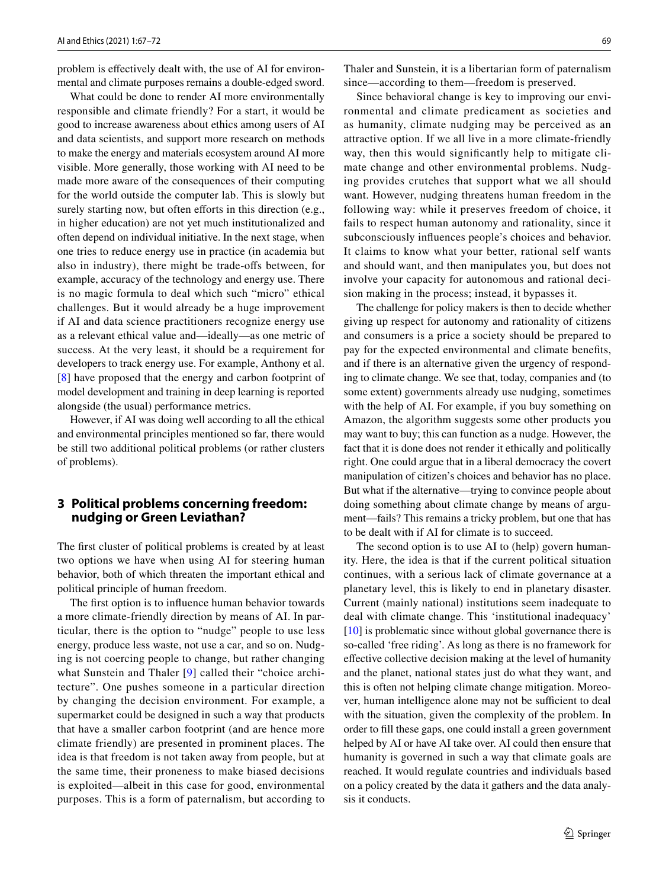problem is effectively dealt with, the use of AI for environmental and climate purposes remains a double-edged sword.

What could be done to render AI more environmentally responsible and climate friendly? For a start, it would be good to increase awareness about ethics among users of AI and data scientists, and support more research on methods to make the energy and materials ecosystem around AI more visible. More generally, those working with AI need to be made more aware of the consequences of their computing for the world outside the computer lab. This is slowly but surely starting now, but often efforts in this direction (e.g., in higher education) are not yet much institutionalized and often depend on individual initiative. In the next stage, when one tries to reduce energy use in practice (in academia but also in industry), there might be trade-offs between, for example, accuracy of the technology and energy use. There is no magic formula to deal which such "micro" ethical challenges. But it would already be a huge improvement if AI and data science practitioners recognize energy use as a relevant ethical value and—ideally—as one metric of success. At the very least, it should be a requirement for developers to track energy use. For example, Anthony et al. [8] have proposed that the energy and carbon footprint of model development and training in deep learning is reported alongside (the usual) performance metrics.

However, if AI was doing well according to all the ethical and environmental principles mentioned so far, there would be still two additional political problems (or rather clusters of problems).

## 3 Political problems concerning freedom: nudging or Green Leviathan?

The first cluster of political problems is created by at least two options we have when using AI for steering human behavior, both of which threaten the important ethical and political principle of human freedom.

The first option is to influence human behavior towards a more climate-friendly direction by means of AI. In particular, there is the option to "nudge" people to use less energy, produce less waste, not use a car, and so on. Nudging is not coercing people to change, but rather changing what Sunstein and Thaler [9] called their "choice architecture". One pushes someone in a particular direction by changing the decision environment. For example, a supermarket could be designed in such a way that products that have a smaller carbon footprint (and are hence more climate friendly) are presented in prominent places. The idea is that freedom is not taken away from people, but at the same time, their proneness to make biased decisions is exploited—albeit in this case for good, environmental purposes. This is a form of paternalism, but according to Thaler and Sunstein, it is a libertarian form of paternalism since—according to them—freedom is preserved.

Since behavioral change is key to improving our environmental and climate predicament as societies and as humanity, climate nudging may be perceived as an attractive option. If we all live in a more climate-friendly way, then this would significantly help to mitigate climate change and other environmental problems. Nudging provides crutches that support what we all should want. However, nudging threatens human freedom in the following way: while it preserves freedom of choice, it fails to respect human autonomy and rationality, since it subconsciously influences people's choices and behavior. It claims to know what your better, rational self wants and should want, and then manipulates you, but does not involve your capacity for autonomous and rational decision making in the process; instead, it bypasses it.

The challenge for policy makers is then to decide whether giving up respect for autonomy and rationality of citizens and consumers is a price a society should be prepared to pay for the expected environmental and climate benefits, and if there is an alternative given the urgency of responding to climate change. We see that, today, companies and (to some extent) governments already use nudging, sometimes with the help of AI. For example, if you buy something on Amazon, the algorithm suggests some other products you may want to buy; this can function as a nudge. However, the fact that it is done does not render it ethically and politically right. One could argue that in a liberal democracy the covert manipulation of citizen's choices and behavior has no place. But what if the alternative—trying to convince people about doing something about climate change by means of argument—fails? This remains a tricky problem, but one that has to be dealt with if AI for climate is to succeed.

The second option is to use AI to (help) govern humanity. Here, the idea is that if the current political situation continues, with a serious lack of climate governance at a planetary level, this is likely to end in planetary disaster. Current (mainly national) institutions seem inadequate to deal with climate change. This 'institutional inadequacy' [10] is problematic since without global governance there is so-called 'free riding'. As long as there is no framework for effective collective decision making at the level of humanity and the planet, national states just do what they want, and this is often not helping climate change mitigation. Moreover, human intelligence alone may not be sufficient to deal with the situation, given the complexity of the problem. In order to fill these gaps, one could install a green government helped by AI or have AI take over. AI could then ensure that humanity is governed in such a way that climate goals are reached. It would regulate countries and individuals based on a policy created by the data it gathers and the data analysis it conducts.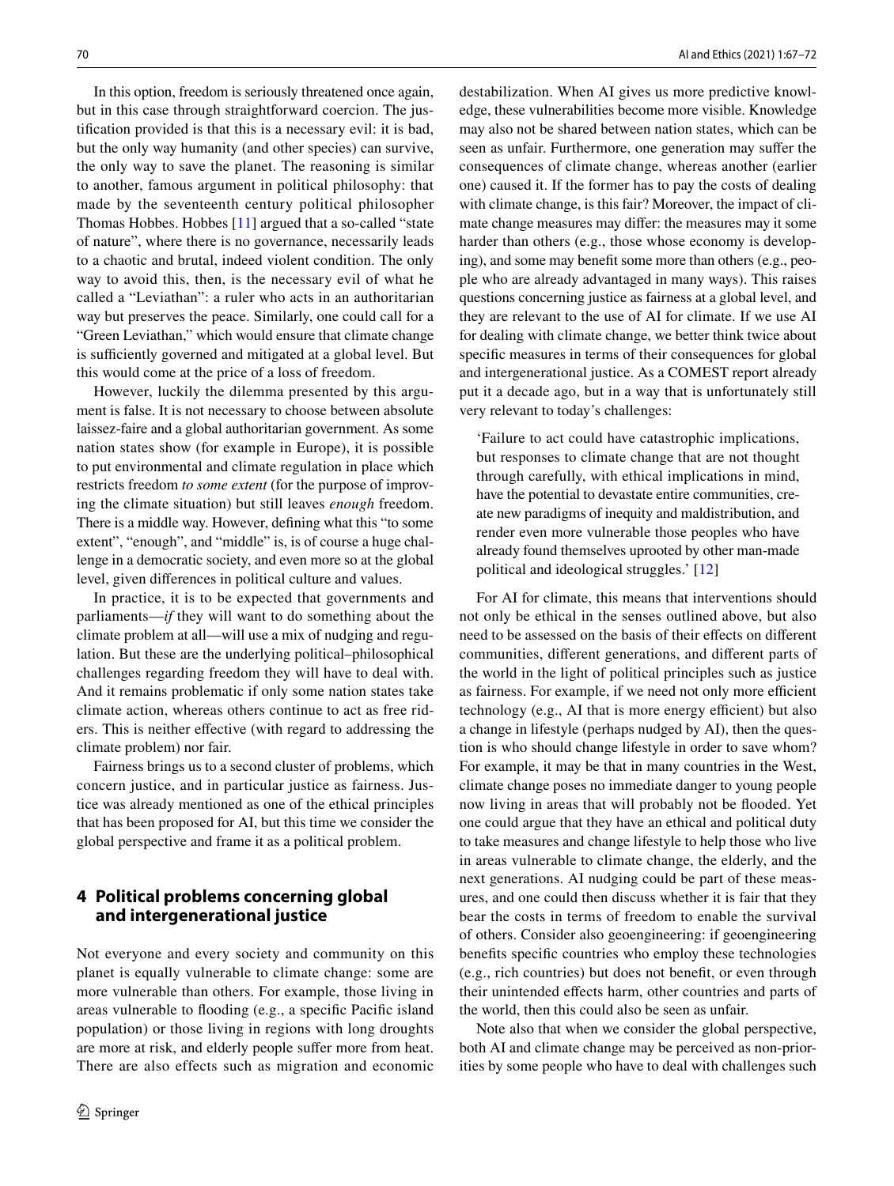In this option, freedom is seriously threatened once again, but in this case through straightforward coercion. The justification provided is that this is a necessary evil: it is bad, but the only way humanity (and other species) can survive, the only way to save the planet. The reasoning is similar to another, famous argument in political philosophy: that made by the seventeenth century political philosopher Thomas Hobbes. Hobbes [11] argued that a so-called "state of nature", where there is no governance, necessarily leads to a chaotic and brutal, indeed violent condition. The only way to avoid this, then, is the necessary evil of what he called a "Leviathan": a ruler who acts in an authoritarian way but preserves the peace. Similarly, one could call for a "Green Leviathan," which would ensure that climate change is sufficiently governed and mitigated at a global level. But this would come at the price of a loss of freedom.

However, luckily the dilemma presented by this argument is false. It is not necessary to choose between absolute laissez-faire and a global authoritarian government. As some nation states show (for example in Europe), it is possible to put environmental and climate regulation in place which restricts freedom *to some extent* (for the purpose of improving the climate situation) but still leaves *enough* freedom. There is a middle way. However, defining what this "to some extent", "enough", and "middle" is, is of course a huge challenge in a democratic society, and even more so at the global level, given differences in political culture and values.

In practice, it is to be expected that governments and parliaments—*if* they will want to do something about the climate problem at all—will use a mix of nudging and regulation. But these are the underlying political–philosophical challenges regarding freedom they will have to deal with. And it remains problematic if only some nation states take climate action, whereas others continue to act as free riders. This is neither effective (with regard to addressing the climate problem) nor fair.

Fairness brings us to a second cluster of problems, which concern justice, and in particular justice as fairness. Justice was already mentioned as one of the ethical principles that has been proposed for AI, but this time we consider the global perspective and frame it as a political problem.

## 4 Political problems concerning global and intergenerational justice

Not everyone and every society and community on this planet is equally vulnerable to climate change: some are more vulnerable than others. For example, those living in areas vulnerable to flooding (e.g., a specific Pacific island population) or those living in regions with long droughts are more at risk, and elderly people suffer more from heat. There are also effects such as migration and economic destabilization. When AI gives us more predictive knowledge, these vulnerabilities become more visible. Knowledge may also not be shared between nation states, which can be seen as unfair. Furthermore, one generation may suffer the consequences of climate change, whereas another (earlier one) caused it. If the former has to pay the costs of dealing with climate change, is this fair? Moreover, the impact of climate change measures may differ: the measures may it some harder than others (e.g., those whose economy is developing), and some may benefit some more than others (e.g., people who are already advantaged in many ways). This raises questions concerning justice as fairness at a global level, and they are relevant to the use of AI for climate. If we use AI for dealing with climate change, we better think twice about specific measures in terms of their consequences for global and intergenerational justice. As a COMEST report already put it a decade ago, but in a way that is unfortunately still very relevant to today's challenges:

> 'Failure to act could have catastrophic implications, but responses to climate change that are not thought through carefully, with ethical implications in mind, have the potential to devastate entire communities, create new paradigms of inequity and maldistribution, and render even more vulnerable those peoples who have already found themselves uprooted by other man-made political and ideological struggles.' [12]

For AI for climate, this means that interventions should not only be ethical in the senses outlined above, but also need to be assessed on the basis of their effects on different communities, different generations, and different parts of the world in the light of political principles such as justice as fairness. For example, if we need not only more efficient technology (e.g., AI that is more energy efficient) but also a change in lifestyle (perhaps nudged by AI), then the question is who should change lifestyle in order to save whom? For example, it may be that in many countries in the West, climate change poses no immediate danger to young people now living in areas that will probably not be flooded. Yet one could argue that they have an ethical and political duty to take measures and change lifestyle to help those who live in areas vulnerable to climate change, the elderly, and the next generations. AI nudging could be part of these measures, and one could then discuss whether it is fair that they bear the costs in terms of freedom to enable the survival of others. Consider also geoengineering: if geoengineering benefits specific countries who employ these technologies (e.g., rich countries) but does not benefit, or even through their unintended effects harm, other countries and parts of the world, then this could also be seen as unfair.

Note also that when we consider the global perspective, both AI and climate change may be perceived as non-priorities by some people who have to deal with challenges such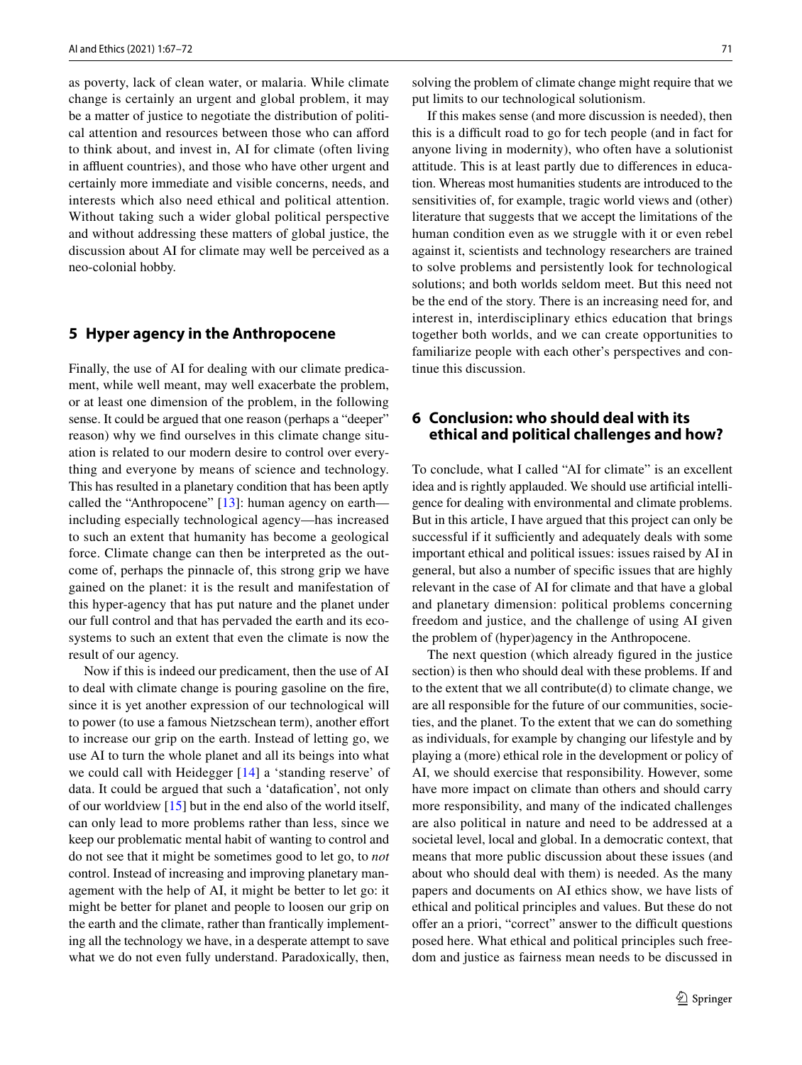as poverty, lack of clean water, or malaria. While climate change is certainly an urgent and global problem, it may be a matter of justice to negotiate the distribution of political attention and resources between those who can afford to think about, and invest in, AI for climate (often living in affluent countries), and those who have other urgent and certainly more immediate and visible concerns, needs, and interests which also need ethical and political attention. Without taking such a wider global political perspective and without addressing these matters of global justice, the discussion about AI for climate may well be perceived as a neo-colonial hobby.

## 5 Hyper agency in the Anthropocene

Finally, the use of AI for dealing with our climate predicament, while well meant, may well exacerbate the problem, or at least one dimension of the problem, in the following sense. It could be argued that one reason (perhaps a "deeper" reason) why we find ourselves in this climate change situation is related to our modern desire to control over everything and everyone by means of science and technology. This has resulted in a planetary condition that has been aptly called the "Anthropocene" [13]: human agency on earth—including especially technological agency—has increased to such an extent that humanity has become a geological force. Climate change can then be interpreted as the outcome of, perhaps the pinnacle of, this strong grip we have gained on the planet: it is the result and manifestation of this hyper-agency that has put nature and the planet under our full control and that has pervaded the earth and its ecosystems to such an extent that even the climate is now the result of our agency.

Now if this is indeed our predicament, then the use of AI to deal with climate change is pouring gasoline on the fire, since it is yet another expression of our technological will to power (to use a famous Nietzschean term), another effort to increase our grip on the earth. Instead of letting go, we use AI to turn the whole planet and all its beings into what we could call with Heidegger [14] a 'standing reserve' of data. It could be argued that such a 'datafication', not only of our worldview [15] but in the end also of the world itself, can only lead to more problems rather than less, since we keep our problematic mental habit of wanting to control and do not see that it might be sometimes good to let go, to *not* control. Instead of increasing and improving planetary management with the help of AI, it might be better to let go: it might be better for planet and people to loosen our grip on the earth and the climate, rather than frantically implementing all the technology we have, in a desperate attempt to save what we do not even fully understand. Paradoxically, then, solving the problem of climate change might require that we put limits to our technological solutionism.

If this makes sense (and more discussion is needed), then this is a difficult road to go for tech people (and in fact for anyone living in modernity), who often have a solutionist attitude. This is at least partly due to differences in education. Whereas most humanities students are introduced to the sensitivities of, for example, tragic world views and (other) literature that suggests that we accept the limitations of the human condition even as we struggle with it or even rebel against it, scientists and technology researchers are trained to solve problems and persistently look for technological solutions; and both worlds seldom meet. But this need not be the end of the story. There is an increasing need for, and interest in, interdisciplinary ethics education that brings together both worlds, and we can create opportunities to familiarize people with each other's perspectives and continue this discussion.

## 6 Conclusion: who should deal with its ethical and political challenges and how?

To conclude, what I called "AI for climate" is an excellent idea and is rightly applauded. We should use artificial intelligence for dealing with environmental and climate problems. But in this article, I have argued that this project can only be successful if it sufficiently and adequately deals with some important ethical and political issues: issues raised by AI in general, but also a number of specific issues that are highly relevant in the case of AI for climate and that have a global and planetary dimension: political problems concerning freedom and justice, and the challenge of using AI given the problem of (hyper)agency in the Anthropocene.

The next question (which already figured in the justice section) is then who should deal with these problems. If and to the extent that we all contribute(d) to climate change, we are all responsible for the future of our communities, societies, and the planet. To the extent that we can do something as individuals, for example by changing our lifestyle and by playing a (more) ethical role in the development or policy of AI, we should exercise that responsibility. However, some have more impact on climate than others and should carry more responsibility, and many of the indicated challenges are also political in nature and need to be addressed at a societal level, local and global. In a democratic context, that means that more public discussion about these issues (and about who should deal with them) is needed. As the many papers and documents on AI ethics show, we have lists of ethical and political principles and values. But these do not offer an a priori, "correct" answer to the difficult questions posed here. What ethical and political principles such freedom and justice as fairness mean needs to be discussed in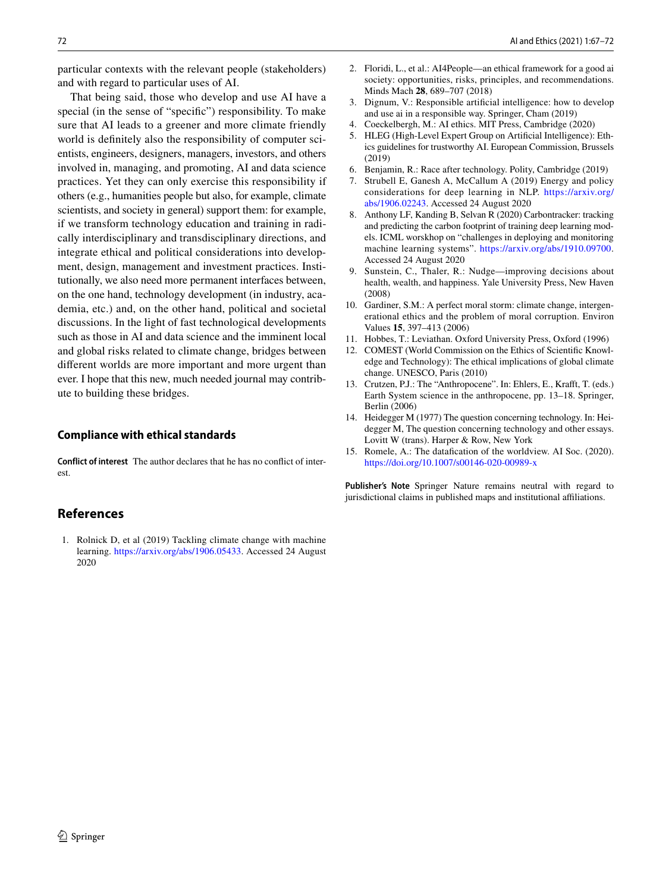particular contexts with the relevant people (stakeholders) and with regard to particular uses of AI.

That being said, those who develop and use AI have a special (in the sense of "specific") responsibility. To make sure that AI leads to a greener and more climate friendly world is definitely also the responsibility of computer scientists, engineers, designers, managers, investors, and others involved in, managing, and promoting, AI and data science practices. Yet they can only exercise this responsibility if others (e.g., humanities people but also, for example, climate scientists, and society in general) support them: for example, if we transform technology education and training in radically interdisciplinary and transdisciplinary directions, and integrate ethical and political considerations into development, design, management and investment practices. Institutionally, we also need more permanent interfaces between, on the one hand, technology development (in industry, academia, etc.) and, on the other hand, political and societal discussions. In the light of fast technological developments such as those in AI and data science and the imminent local and global risks related to climate change, bridges between different worlds are more important and more urgent than ever. I hope that this new, much needed journal may contribute to building these bridges.

## Compliance with ethical standards

**Conflict of interest** The author declares that he has no conflict of interest.

## References

1. Rolnick D, et al (2019) Tackling climate change with machine learning. https://arxiv.org/abs/1906.05433. Accessed 24 August 2020
2. Floridi, L., et al.: AI4People—an ethical framework for a good ai society: opportunities, risks, principles, and recommendations. Minds Mach **28**, 689–707 (2018)
3. Dignum, V.: Responsible artificial intelligence: how to develop and use ai in a responsible way. Springer, Cham (2019)
4. Coeckelbergh, M.: AI ethics. MIT Press, Cambridge (2020)
5. HLEG (High-Level Expert Group on Artificial Intelligence): Ethics guidelines for trustworthy AI. European Commission, Brussels (2019)
6. Benjamin, R.: Race after technology. Polity, Cambridge (2019)
7. Strubell E, Ganesh A, McCallum A (2019) Energy and policy considerations for deep learning in NLP. https://arxiv.org/abs/1906.02243. Accessed 24 August 2020
8. Anthony LF, Kanding B, Selvan R (2020) Carbontracker: tracking and predicting the carbon footprint of training deep learning models. ICML worskhop on "challenges in deploying and monitoring machine learning systems". https://arxiv.org/abs/1910.09700. Accessed 24 August 2020
9. Sunstein, C., Thaler, R.: Nudge—improving decisions about health, wealth, and happiness. Yale University Press, New Haven (2008)
10. Gardiner, S.M.: A perfect moral storm: climate change, intergenerational ethics and the problem of moral corruption. Environ Values **15**, 397–413 (2006)
11. Hobbes, T.: Leviathan. Oxford University Press, Oxford (1996)
12. COMEST (World Commission on the Ethics of Scientific Knowledge and Technology): The ethical implications of global climate change. UNESCO, Paris (2010)
13. Crutzen, P.J.: The "Anthropocene". In: Ehlers, E., Krafft, T. (eds.) Earth System science in the anthropocene, pp. 13–18. Springer, Berlin (2006)
14. Heidegger M (1977) The question concerning technology. In: Heidegger M, The question concerning technology and other essays. Lovitt W (trans). Harper & Row, New York
15. Romele, A.: The datafication of the worldview. AI Soc. (2020). https://doi.org/10.1007/s00146-020-00989-x

**Publisher's Note** Springer Nature remains neutral with regard to jurisdictional claims in published maps and institutional affiliations.